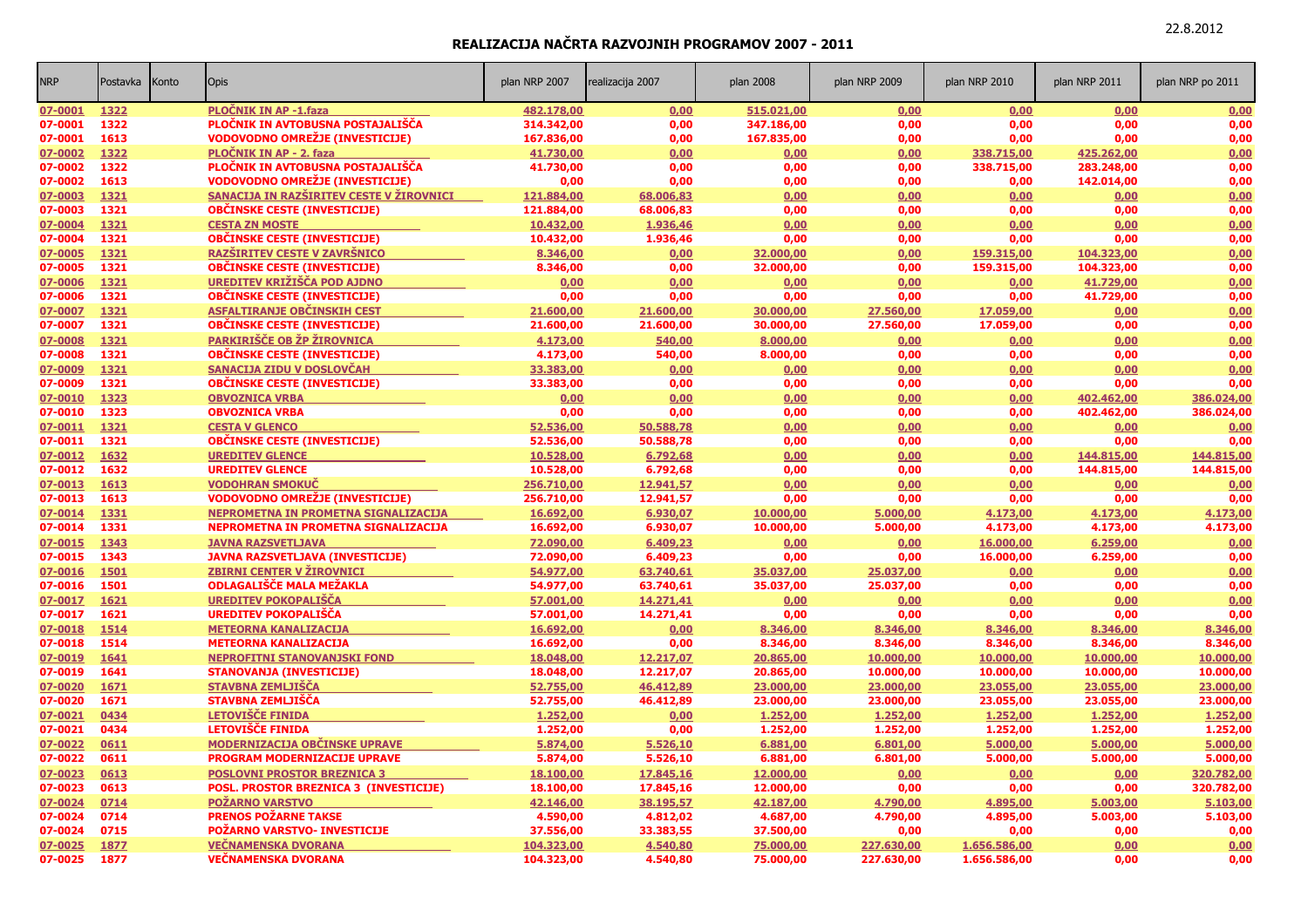22.8.2012

# REALIZACIJA NAČRTA RAZVOJNIH PROGRAMOV 2007 - 2011

| NRP | Postavka | Konto | Opis | plan NRP 2007 | realizacija 2007 | plan 2008 | plan NRP 2009 | plan NRP 2010 | plan NRP 2011 | plan NRP po 2011 |
|---|---|---|---|---|---|---|---|---|---|---|
| 07-0001 | 1322 | | PLOČNIK IN AP -1.faza | 482.178,00 | 0,00 | 515.021,00 | 0,00 | 0,00 | 0,00 | 0,00 |
| 07-0001 | 1322 | | PLOČNIK IN AVTOBUSNA POSTAJALIŠČA | 314.342,00 | 0,00 | 347.186,00 | 0,00 | 0,00 | 0,00 | 0,00 |
| 07-0001 | 1613 | | VODOVODNO OMREŽJE (INVESTICIJE) | 167.836,00 | 0,00 | 167.835,00 | 0,00 | 0,00 | 0,00 | 0,00 |
| 07-0002 | 1322 | | PLOČNIK IN AP - 2. faza | 41.730,00 | 0,00 | 0,00 | 0,00 | 338.715,00 | 425.262,00 | 0,00 |
| 07-0002 | 1322 | | PLOČNIK IN AVTOBUSNA POSTAJALIŠČA | 41.730,00 | 0,00 | 0,00 | 0,00 | 338.715,00 | 283.248,00 | 0,00 |
| 07-0002 | 1613 | | VODOVODNO OMREŽJE (INVESTICIJE) | 0,00 | 0,00 | 0,00 | 0,00 | 0,00 | 142.014,00 | 0,00 |
| 07-0003 | 1321 | | SANACIJA IN RAZŠIRITEV CESTE V ŽIROVNICI | 121.884,00 | 68.006,83 | 0,00 | 0,00 | 0,00 | 0,00 | 0,00 |
| 07-0003 | 1321 | | OBČINSKE CESTE (INVESTICIJE) | 121.884,00 | 68.006,83 | 0,00 | 0,00 | 0,00 | 0,00 | 0,00 |
| 07-0004 | 1321 | | CESTA ZN MOSTE | 10.432,00 | 1.936,46 | 0,00 | 0,00 | 0,00 | 0,00 | 0,00 |
| 07-0004 | 1321 | | OBČINSKE CESTE (INVESTICIJE) | 10.432,00 | 1.936,46 | 0,00 | 0,00 | 0,00 | 0,00 | 0,00 |
| 07-0005 | 1321 | | RAZŠIRITEV CESTE V ZAVRŠNICO | 8.346,00 | 0,00 | 32.000,00 | 0,00 | 159.315,00 | 104.323,00 | 0,00 |
| 07-0005 | 1321 | | OBČINSKE CESTE (INVESTICIJE) | 8.346,00 | 0,00 | 32.000,00 | 0,00 | 159.315,00 | 104.323,00 | 0,00 |
| 07-0006 | 1321 | | UREDITEV KRIŽIŠČA POD AJDNO | 0,00 | 0,00 | 0,00 | 0,00 | 0,00 | 41.729,00 | 0,00 |
| 07-0006 | 1321 | | OBČINSKE CESTE (INVESTICIJE) | 0,00 | 0,00 | 0,00 | 0,00 | 0,00 | 41.729,00 | 0,00 |
| 07-0007 | 1321 | | ASFALTIRANJE OBČINSKIH CEST | 21.600,00 | 21.600,00 | 30.000,00 | 27.560,00 | 17.059,00 | 0,00 | 0,00 |
| 07-0007 | 1321 | | OBČINSKE CESTE (INVESTICIJE) | 21.600,00 | 21.600,00 | 30.000,00 | 27.560,00 | 17.059,00 | 0,00 | 0,00 |
| 07-0008 | 1321 | | PARKIRIŠČE OB ŽP ŽIROVNICA | 4.173,00 | 540,00 | 8.000,00 | 0,00 | 0,00 | 0,00 | 0,00 |
| 07-0008 | 1321 | | OBČINSKE CESTE (INVESTICIJE) | 4.173,00 | 540,00 | 8.000,00 | 0,00 | 0,00 | 0,00 | 0,00 |
| 07-0009 | 1321 | | SANACIJA ZIDU V DOSLOVČAH | 33.383,00 | 0,00 | 0,00 | 0,00 | 0,00 | 0,00 | 0,00 |
| 07-0009 | 1321 | | OBČINSKE CESTE (INVESTICIJE) | 33.383,00 | 0,00 | 0,00 | 0,00 | 0,00 | 0,00 | 0,00 |
| 07-0010 | 1323 | | OBVOZNICA VRBA | 0,00 | 0,00 | 0,00 | 0,00 | 0,00 | 402.462,00 | 386.024,00 |
| 07-0010 | 1323 | | OBVOZNICA VRBA | 0,00 | 0,00 | 0,00 | 0,00 | 0,00 | 402.462,00 | 386.024,00 |
| 07-0011 | 1321 | | CESTA V GLENCO | 52.536,00 | 50.588,78 | 0,00 | 0,00 | 0,00 | 0,00 | 0,00 |
| 07-0011 | 1321 | | OBČINSKE CESTE (INVESTICIJE) | 52.536,00 | 50.588,78 | 0,00 | 0,00 | 0,00 | 0,00 | 0,00 |
| 07-0012 | 1632 | | UREDITEV GLENCE | 10.528,00 | 6.792,68 | 0,00 | 0,00 | 0,00 | 144.815,00 | 144.815,00 |
| 07-0012 | 1632 | | UREDITEV GLENCE | 10.528,00 | 6.792,68 | 0,00 | 0,00 | 0,00 | 144.815,00 | 144.815,00 |
| 07-0013 | 1613 | | VODOHRAN SMOKUČ | 256.710,00 | 12.941,57 | 0,00 | 0,00 | 0,00 | 0,00 | 0,00 |
| 07-0013 | 1613 | | VODOVODNO OMREŽJE (INVESTICIJE) | 256.710,00 | 12.941,57 | 0,00 | 0,00 | 0,00 | 0,00 | 0,00 |
| 07-0014 | 1331 | | NEPROMETNA IN PROMETNA SIGNALIZACIJA | 16.692,00 | 6.930,07 | 10.000,00 | 5.000,00 | 4.173,00 | 4.173,00 | 4.173,00 |
| 07-0014 | 1331 | | NEPROMETNA IN PROMETNA SIGNALIZACIJA | 16.692,00 | 6.930,07 | 10.000,00 | 5.000,00 | 4.173,00 | 4.173,00 | 4.173,00 |
| 07-0015 | 1343 | | JAVNA RAZSVETLJAVA | 72.090,00 | 6.409,23 | 0,00 | 0,00 | 16.000,00 | 6.259,00 | 0,00 |
| 07-0015 | 1343 | | JAVNA RAZSVETLJAVA (INVESTICIJE) | 72.090,00 | 6.409,23 | 0,00 | 0,00 | 16.000,00 | 6.259,00 | 0,00 |
| 07-0016 | 1501 | | ZBIRNI CENTER V ŽIROVNICI | 54.977,00 | 63.740,61 | 35.037,00 | 25.037,00 | 0,00 | 0,00 | 0,00 |
| 07-0016 | 1501 | | ODLAGALIŠČE MALA MEŽAKLA | 54.977,00 | 63.740,61 | 35.037,00 | 25.037,00 | 0,00 | 0,00 | 0,00 |
| 07-0017 | 1621 | | UREDITEV POKOPALIŠČA | 57.001,00 | 14.271,41 | 0,00 | 0,00 | 0,00 | 0,00 | 0,00 |
| 07-0017 | 1621 | | UREDITEV POKOPALIŠČA | 57.001,00 | 14.271,41 | 0,00 | 0,00 | 0,00 | 0,00 | 0,00 |
| 07-0018 | 1514 | | METEORNA KANALIZACIJA | 16.692,00 | 0,00 | 8.346,00 | 8.346,00 | 8.346,00 | 8.346,00 | 8.346,00 |
| 07-0018 | 1514 | | METEORNA KANALIZACIJA | 16.692,00 | 0,00 | 8.346,00 | 8.346,00 | 8.346,00 | 8.346,00 | 8.346,00 |
| 07-0019 | 1641 | | NEPROFITNI STANOVANJSKI FOND | 18.048,00 | 12.217,07 | 20.865,00 | 10.000,00 | 10.000,00 | 10.000,00 | 10.000,00 |
| 07-0019 | 1641 | | STANOVANJA (INVESTICIJE) | 18.048,00 | 12.217,07 | 20.865,00 | 10.000,00 | 10.000,00 | 10.000,00 | 10.000,00 |
| 07-0020 | 1671 | | STAVBNA ZEMLJIŠČA | 52.755,00 | 46.412,89 | 23.000,00 | 23.000,00 | 23.055,00 | 23.055,00 | 23.000,00 |
| 07-0020 | 1671 | | STAVBNA ZEMLJIŠČA | 52.755,00 | 46.412,89 | 23.000,00 | 23.000,00 | 23.055,00 | 23.055,00 | 23.000,00 |
| 07-0021 | 0434 | | LETOVIŠČE FINIDA | 1.252,00 | 0,00 | 1.252,00 | 1.252,00 | 1.252,00 | 1.252,00 | 1.252,00 |
| 07-0021 | 0434 | | LETOVIŠČE FINIDA | 1.252,00 | 0,00 | 1.252,00 | 1.252,00 | 1.252,00 | 1.252,00 | 1.252,00 |
| 07-0022 | 0611 | | MODERNIZACIJA OBČINSKE UPRAVE | 5.874,00 | 5.526,10 | 6.881,00 | 6.801,00 | 5.000,00 | 5.000,00 | 5.000,00 |
| 07-0022 | 0611 | | PROGRAM MODERNIZACIJE UPRAVE | 5.874,00 | 5.526,10 | 6.881,00 | 6.801,00 | 5.000,00 | 5.000,00 | 5.000,00 |
| 07-0023 | 0613 | | POSLOVNI PROSTOR BREZNICA 3 | 18.100,00 | 17.845,16 | 12.000,00 | 0,00 | 0,00 | 0,00 | 320.782,00 |
| 07-0023 | 0613 | | POSL. PROSTOR BREZNICA 3 (INVESTICIJE) | 18.100,00 | 17.845,16 | 12.000,00 | 0,00 | 0,00 | 0,00 | 320.782,00 |
| 07-0024 | 0714 | | POŽARNO VARSTVO | 42.146,00 | 38.195,57 | 42.187,00 | 4.790,00 | 4.895,00 | 5.003,00 | 5.103,00 |
| 07-0024 | 0714 | | PRENOS POŽARNE TAKSE | 4.590,00 | 4.812,02 | 4.687,00 | 4.790,00 | 4.895,00 | 5.003,00 | 5.103,00 |
| 07-0024 | 0715 | | POŽARNO VARSTVO- INVESTICIJE | 37.556,00 | 33.383,55 | 37.500,00 | 0,00 | 0,00 | 0,00 | 0,00 |
| 07-0025 | 1877 | | VEČNAMENSKA DVORANA | 104.323,00 | 4.540,80 | 75.000,00 | 227.630,00 | 1.656.586,00 | 0,00 | 0,00 |
| 07-0025 | 1877 | | VEČNAMENSKA DVORANA | 104.323,00 | 4.540,80 | 75.000,00 | 227.630,00 | 1.656.586,00 | 0,00 | 0,00 |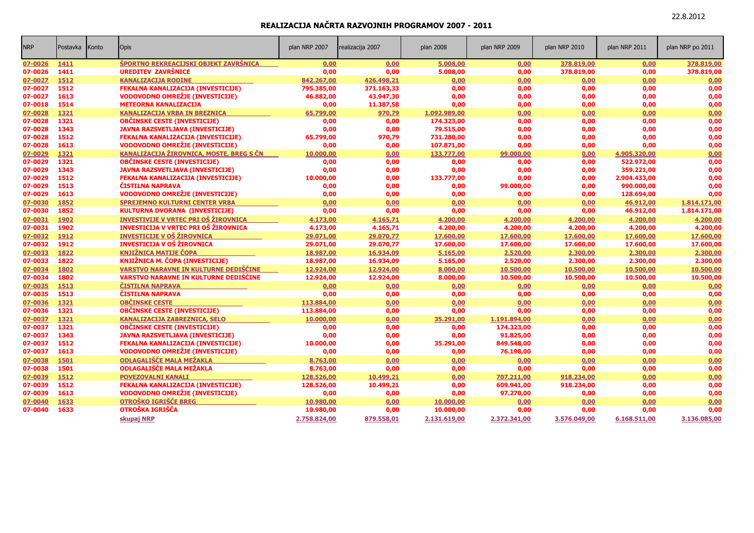22.8.2012

# REALIZACIJA NAČRTA RAZVOJNIH PROGRAMOV 2007 - 2011

| NRP | Postavka | Konto | Opis | plan NRP 2007 | realizacija 2007 | plan 2008 | plan NRP 2009 | plan NRP 2010 | plan NRP 2011 | plan NRP po 2011 |
|---|---|---|---|---|---|---|---|---|---|---|
| 07-0026 | 1411 | | ŠPORTNO REKREACIJSKI OBJEKT ZAVRŠNICA | 0,00 | 0,00 | 5.008,00 | 0,00 | 378.819,00 | 0,00 | 378.819,00 |
| 07-0026 | 1411 | | UREDITEV ZAVRŠNICE | 0,00 | 0,00 | 5.008,00 | 0,00 | 378.819,00 | 0,00 | 378.819,00 |
| 07-0027 | 1512 | | KANALIZACIJA RODINE | 842.267,00 | 426.498,21 | 0,00 | 0,00 | 0,00 | 0,00 | 0,00 |
| 07-0027 | 1512 | | FEKALNA KANALIZACIJA (INVESTICIJE) | 795.385,00 | 371.163,33 | 0,00 | 0,00 | 0,00 | 0,00 | 0,00 |
| 07-0027 | 1613 | | VODOVODNO OMREŽJE (INVESTICIJE) | 46.882,00 | 43.947,30 | 0,00 | 0,00 | 0,00 | 0,00 | 0,00 |
| 07-0018 | 1514 | | METEORNA KANALIZACIJA | 0,00 | 11.387,58 | 0,00 | 0,00 | 0,00 | 0,00 | 0,00 |
| 07-0028 | 1321 | | KANALIZACIJA VRBA IN BREZNICA | 65.799,00 | 970,79 | 1.092.989,00 | 0,00 | 0,00 | 0,00 | 0,00 |
| 07-0028 | 1321 | | OBČINSKE CESTE (INVESTICIJE) | 0,00 | 0,00 | 174.323,00 | 0,00 | 0,00 | 0,00 | 0,00 |
| 07-0028 | 1343 | | JAVNA RAZSVETLJAVA (INVESTICIJE) | 0,00 | 0,00 | 79.515,00 | 0,00 | 0,00 | 0,00 | 0,00 |
| 07-0028 | 1512 | | FEKALNA KANALIZACIJA (INVESTICIJE) | 65.799,00 | 970,79 | 731.280,00 | 0,00 | 0,00 | 0,00 | 0,00 |
| 07-0028 | 1613 | | VODOVODNO OMREŽJE (INVESTICIJE) | 0,00 | 0,00 | 107.871,00 | 0,00 | 0,00 | 0,00 | 0,00 |
| 07-0029 | 1321 | | KANALIZACIJA ŽIROVNICA, MOSTE, BREG S ČN | 10.000,00 | 0,00 | 133.777,00 | 99.000,00 | 0,00 | 4.905.320,00 | 0,00 |
| 07-0029 | 1321 | | OBČINSKE CESTE (INVESTICIJE) | 0,00 | 0,00 | 0,00 | 0,00 | 0,00 | 522.972,00 | 0,00 |
| 07-0029 | 1343 | | JAVNA RAZSVETLJAVA (INVESTICIJE) | 0,00 | 0,00 | 0,00 | 0,00 | 0,00 | 359.221,00 | 0,00 |
| 07-0029 | 1512 | | FEKALNA KANALIZACIJA (INVESTICIJE) | 10.000,00 | 0,00 | 133.777,00 | 0,00 | 0,00 | 2.904.433,00 | 0,00 |
| 07-0029 | 1513 | | ČISTILNA NAPRAVA | 0,00 | 0,00 | 0,00 | 99.000,00 | 0,00 | 990.000,00 | 0,00 |
| 07-0029 | 1613 | | VODOVODNO OMREŽJE (INVESTICIJE) | 0,00 | 0,00 | 0,00 | 0,00 | 0,00 | 128.694,00 | 0,00 |
| 07-0030 | 1852 | | SPREJEMNO KULTURNI CENTER VRBA | 0,00 | 0,00 | 0,00 | 0,00 | 0,00 | 46.912,00 | 1.814.171,00 |
| 07-0030 | 1852 | | KULTURNA DVORANA (INVESTICIJE) | 0,00 | 0,00 | 0,00 | 0,00 | 0,00 | 46.912,00 | 1.814.171,00 |
| 07-0031 | 1902 | | INVESTIVIJE V VRTEC PRI OŠ ŽIROVNICA | 4.173,00 | 4.165,71 | 4.200,00 | 4.200,00 | 4.200,00 | 4.200,00 | 4.200,00 |
| 07-0031 | 1902 | | INVESTICIJA V VRTEC PRI OŠ ŽIROVNICA | 4.173,00 | 4.165,71 | 4.200,00 | 4.200,00 | 4.200,00 | 4.200,00 | 4.200,00 |
| 07-0032 | 1912 | | INVESTICIJE V OŠ ŽIROVNICA | 29.071,00 | 29.070,77 | 17.600,00 | 17.600,00 | 17.600,00 | 17.600,00 | 17.600,00 |
| 07-0032 | 1912 | | INVESTICIJA V OŠ ŽIROVNICA | 29.071,00 | 29.070,77 | 17.600,00 | 17.600,00 | 17.600,00 | 17.600,00 | 17.600,00 |
| 07-0033 | 1822 | | KNJIŽNICA MATIJE ČOPA | 18.987,00 | 16.934,09 | 5.165,00 | 2.520,00 | 2.300,00 | 2.300,00 | 2.300,00 |
| 07-0033 | 1822 | | KNJIŽNICA M. ČOPA (INVESTICIJE) | 18.987,00 | 16.934,09 | 5.165,00 | 2.520,00 | 2.300,00 | 2.300,00 | 2.300,00 |
| 07-0034 | 1802 | | VARSTVO NARAVNE IN KULTURNE DEDIŠČINE | 12.924,00 | 12.924,00 | 8.000,00 | 10.500,00 | 10.500,00 | 10.500,00 | 10.500,00 |
| 07-0034 | 1802 | | VARSTVO NARAVNE IN KULTURNE DEDIŠČINE | 12.924,00 | 12.924,00 | 8.000,00 | 10.500,00 | 10.500,00 | 10.500,00 | 10.500,00 |
| 07-0035 | 1513 | | ČISTILNA NAPRAVA | 0,00 | 0,00 | 0,00 | 0,00 | 0,00 | 0,00 | 0,00 |
| 07-0035 | 1513 | | ČISTILNA NAPRAVA | 0,00 | 0,00 | 0,00 | 0,00 | 0,00 | 0,00 | 0,00 |
| 07-0036 | 1321 | | OBČINSKE CESTE | 113.884,00 | 0,00 | 0,00 | 0,00 | 0,00 | 0,00 | 0,00 |
| 07-0036 | 1321 | | OBČINSKE CESTE (INVESTICIJE) | 113.884,00 | 0,00 | 0,00 | 0,00 | 0,00 | 0,00 | 0,00 |
| 07-0037 | 1321 | | KANALIZACIJA ZABREZNICA, SELO | 10.000,00 | 0,00 | 35.291,00 | 1.191.894,00 | 0,00 | 0,00 | 0,00 |
| 07-0037 | 1321 | | OBČINSKE CESTE (INVESTICIJE) | 0,00 | 0,00 | 0,00 | 174.323,00 | 0,00 | 0,00 | 0,00 |
| 07-0037 | 1343 | | JAVNA RAZSVETLJAVA (INVESTICIJE) | 0,00 | 0,00 | 0,00 | 91.825,00 | 0,00 | 0,00 | 0,00 |
| 07-0037 | 1512 | | FEKALNA KANALIZACIJA (INVESTICIJE) | 10.000,00 | 0,00 | 35.291,00 | 849.548,00 | 0,00 | 0,00 | 0,00 |
| 07-0037 | 1613 | | VODOVODNO OMREŽJE (INVESTICIJE) | 0,00 | 0,00 | 0,00 | 76.198,00 | 0,00 | 0,00 | 0,00 |
| 07-0038 | 1501 | | ODLAGALIŠČE MALA MEŽAKLA | 8.763,00 | 0,00 | 0,00 | 0,00 | 0,00 | 0,00 | 0,00 |
| 07-0038 | 1501 | | ODLAGALIŠČE MALA MEŽAKLA | 8.763,00 | 0,00 | 0,00 | 0,00 | 0,00 | 0,00 | 0,00 |
| 07-0039 | 1512 | | POVEZOVALNI KANALI | 128.526,00 | 10.499,21 | 0,00 | 707.211,00 | 918.234,00 | 0,00 | 0,00 |
| 07-0039 | 1512 | | FEKALNA KANALIZACIJA (INVESTICIJE) | 128.526,00 | 10.499,21 | 0,00 | 609.941,00 | 918.234,00 | 0,00 | 0,00 |
| 07-0039 | 1613 | | VODOVODNO OMREŽJE (INVESTICIJE) | 0,00 | 0,00 | 0,00 | 97.270,00 | 0,00 | 0,00 | 0,00 |
| 07-0040 | 1633 | | OTROŠKO IGRIŠČE BREG | 10.980,00 | 0,00 | 10.000,00 | 0,00 | 0,00 | 0,00 | 0,00 |
| 07-0040 | 1633 | | OTROŠKA IGRIŠČA | 10.980,00 | 0,00 | 10.000,00 | 0,00 | 0,00 | 0,00 | 0,00 |
| | | | skupaj NRP | 2.758.824,00 | 879.558,01 | 2.131.619,00 | 2.372.341,00 | 3.576.049,00 | 6.168.511,00 | 3.136.085,00 |